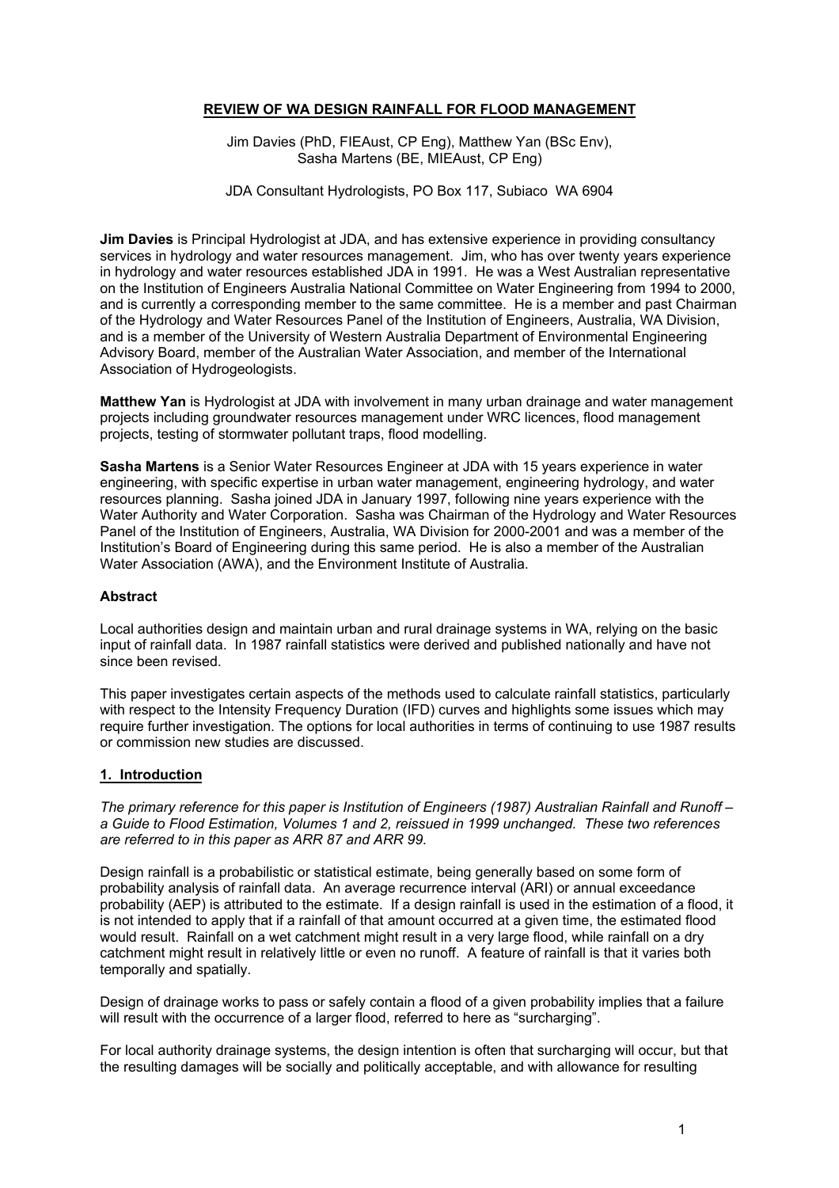# REVIEW OF WA DESIGN RAINFALL FOR FLOOD MANAGEMENT

Jim Davies (PhD, FIEAust, CP Eng), Matthew Yan (BSc Env), Sasha Martens (BE, MIEAust, CP Eng)

JDA Consultant Hydrologists, PO Box 117, Subiaco WA 6904

**Jim Davies** is Principal Hydrologist at JDA, and has extensive experience in providing consultancy services in hydrology and water resources management. Jim, who has over twenty years experience in hydrology and water resources established JDA in 1991. He was a West Australian representative on the Institution of Engineers Australia National Committee on Water Engineering from 1994 to 2000, and is currently a corresponding member to the same committee. He is a member and past Chairman of the Hydrology and Water Resources Panel of the Institution of Engineers, Australia, WA Division, and is a member of the University of Western Australia Department of Environmental Engineering Advisory Board, member of the Australian Water Association, and member of the International Association of Hydrogeologists.

**Matthew Yan** is Hydrologist at JDA with involvement in many urban drainage and water management projects including groundwater resources management under WRC licences, flood management projects, testing of stormwater pollutant traps, flood modelling.

**Sasha Martens** is a Senior Water Resources Engineer at JDA with 15 years experience in water engineering, with specific expertise in urban water management, engineering hydrology, and water resources planning. Sasha joined JDA in January 1997, following nine years experience with the Water Authority and Water Corporation. Sasha was Chairman of the Hydrology and Water Resources Panel of the Institution of Engineers, Australia, WA Division for 2000-2001 and was a member of the Institution's Board of Engineering during this same period. He is also a member of the Australian Water Association (AWA), and the Environment Institute of Australia.

## Abstract

Local authorities design and maintain urban and rural drainage systems in WA, relying on the basic input of rainfall data. In 1987 rainfall statistics were derived and published nationally and have not since been revised.

This paper investigates certain aspects of the methods used to calculate rainfall statistics, particularly with respect to the Intensity Frequency Duration (IFD) curves and highlights some issues which may require further investigation. The options for local authorities in terms of continuing to use 1987 results or commission new studies are discussed.

## 1. Introduction

*The primary reference for this paper is Institution of Engineers (1987) Australian Rainfall and Runoff – a Guide to Flood Estimation, Volumes 1 and 2, reissued in 1999 unchanged. These two references are referred to in this paper as ARR 87 and ARR 99.*

Design rainfall is a probabilistic or statistical estimate, being generally based on some form of probability analysis of rainfall data. An average recurrence interval (ARI) or annual exceedance probability (AEP) is attributed to the estimate. If a design rainfall is used in the estimation of a flood, it is not intended to apply that if a rainfall of that amount occurred at a given time, the estimated flood would result. Rainfall on a wet catchment might result in a very large flood, while rainfall on a dry catchment might result in relatively little or even no runoff. A feature of rainfall is that it varies both temporally and spatially.

Design of drainage works to pass or safely contain a flood of a given probability implies that a failure will result with the occurrence of a larger flood, referred to here as "surcharging".

For local authority drainage systems, the design intention is often that surcharging will occur, but that the resulting damages will be socially and politically acceptable, and with allowance for resulting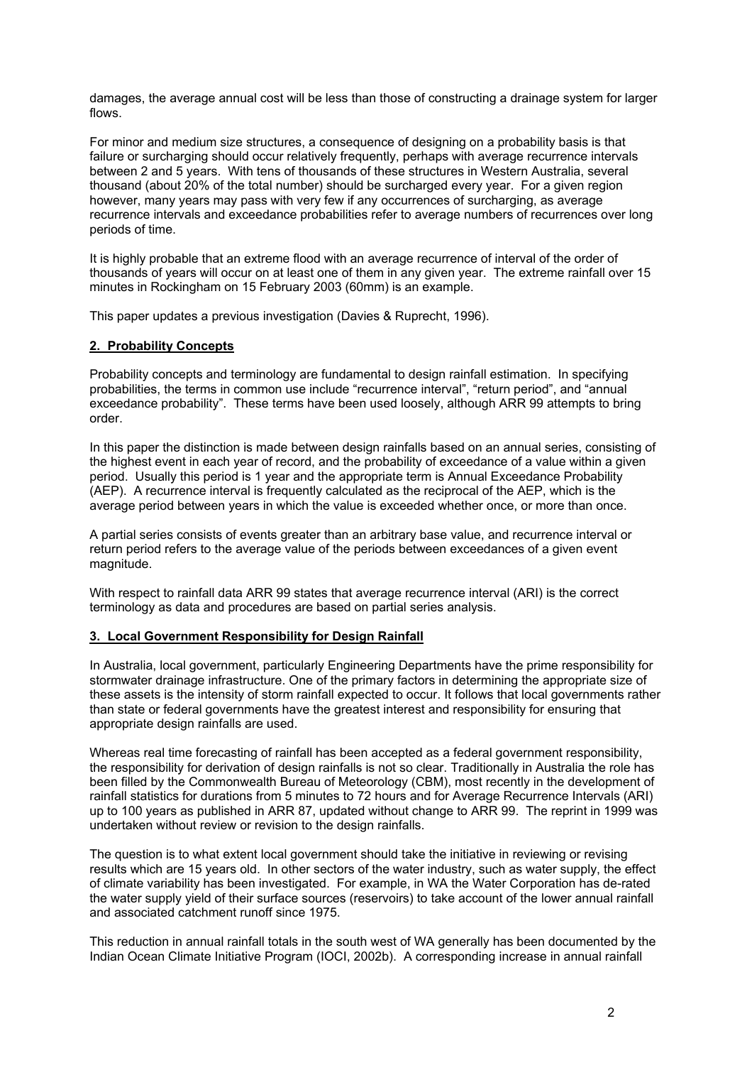damages, the average annual cost will be less than those of constructing a drainage system for larger flows.

For minor and medium size structures, a consequence of designing on a probability basis is that failure or surcharging should occur relatively frequently, perhaps with average recurrence intervals between 2 and 5 years. With tens of thousands of these structures in Western Australia, several thousand (about 20% of the total number) should be surcharged every year. For a given region however, many years may pass with very few if any occurrences of surcharging, as average recurrence intervals and exceedance probabilities refer to average numbers of recurrences over long periods of time.

It is highly probable that an extreme flood with an average recurrence of interval of the order of thousands of years will occur on at least one of them in any given year. The extreme rainfall over 15 minutes in Rockingham on 15 February 2003 (60mm) is an example.

This paper updates a previous investigation (Davies & Ruprecht, 1996).

## 2. Probability Concepts

Probability concepts and terminology are fundamental to design rainfall estimation. In specifying probabilities, the terms in common use include "recurrence interval", "return period", and "annual exceedance probability". These terms have been used loosely, although ARR 99 attempts to bring order.

In this paper the distinction is made between design rainfalls based on an annual series, consisting of the highest event in each year of record, and the probability of exceedance of a value within a given period. Usually this period is 1 year and the appropriate term is Annual Exceedance Probability (AEP). A recurrence interval is frequently calculated as the reciprocal of the AEP, which is the average period between years in which the value is exceeded whether once, or more than once.

A partial series consists of events greater than an arbitrary base value, and recurrence interval or return period refers to the average value of the periods between exceedances of a given event magnitude.

With respect to rainfall data ARR 99 states that average recurrence interval (ARI) is the correct terminology as data and procedures are based on partial series analysis.

## 3. Local Government Responsibility for Design Rainfall

In Australia, local government, particularly Engineering Departments have the prime responsibility for stormwater drainage infrastructure. One of the primary factors in determining the appropriate size of these assets is the intensity of storm rainfall expected to occur. It follows that local governments rather than state or federal governments have the greatest interest and responsibility for ensuring that appropriate design rainfalls are used.

Whereas real time forecasting of rainfall has been accepted as a federal government responsibility, the responsibility for derivation of design rainfalls is not so clear. Traditionally in Australia the role has been filled by the Commonwealth Bureau of Meteorology (CBM), most recently in the development of rainfall statistics for durations from 5 minutes to 72 hours and for Average Recurrence Intervals (ARI) up to 100 years as published in ARR 87, updated without change to ARR 99. The reprint in 1999 was undertaken without review or revision to the design rainfalls.

The question is to what extent local government should take the initiative in reviewing or revising results which are 15 years old. In other sectors of the water industry, such as water supply, the effect of climate variability has been investigated. For example, in WA the Water Corporation has de-rated the water supply yield of their surface sources (reservoirs) to take account of the lower annual rainfall and associated catchment runoff since 1975.

This reduction in annual rainfall totals in the south west of WA generally has been documented by the Indian Ocean Climate Initiative Program (IOCI, 2002b). A corresponding increase in annual rainfall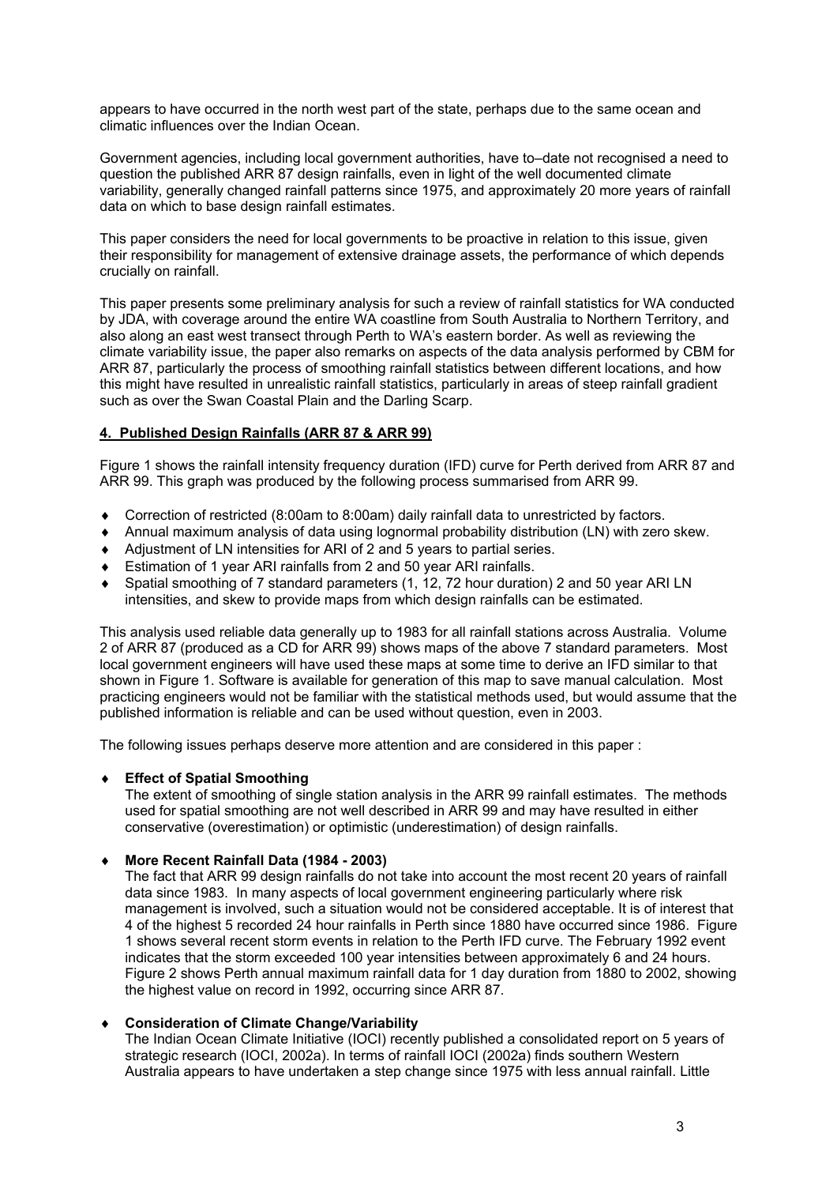appears to have occurred in the north west part of the state, perhaps due to the same ocean and climatic influences over the Indian Ocean.

Government agencies, including local government authorities, have to–date not recognised a need to question the published ARR 87 design rainfalls, even in light of the well documented climate variability, generally changed rainfall patterns since 1975, and approximately 20 more years of rainfall data on which to base design rainfall estimates.

This paper considers the need for local governments to be proactive in relation to this issue, given their responsibility for management of extensive drainage assets, the performance of which depends crucially on rainfall.

This paper presents some preliminary analysis for such a review of rainfall statistics for WA conducted by JDA, with coverage around the entire WA coastline from South Australia to Northern Territory, and also along an east west transect through Perth to WA's eastern border. As well as reviewing the climate variability issue, the paper also remarks on aspects of the data analysis performed by CBM for ARR 87, particularly the process of smoothing rainfall statistics between different locations, and how this might have resulted in unrealistic rainfall statistics, particularly in areas of steep rainfall gradient such as over the Swan Coastal Plain and the Darling Scarp.

## 4. Published Design Rainfalls (ARR 87 & ARR 99)

Figure 1 shows the rainfall intensity frequency duration (IFD) curve for Perth derived from ARR 87 and ARR 99. This graph was produced by the following process summarised from ARR 99.

- Correction of restricted (8:00am to 8:00am) daily rainfall data to unrestricted by factors.
- Annual maximum analysis of data using lognormal probability distribution (LN) with zero skew.
- Adjustment of LN intensities for ARI of 2 and 5 years to partial series.
- Estimation of 1 year ARI rainfalls from 2 and 50 year ARI rainfalls.
- Spatial smoothing of 7 standard parameters (1, 12, 72 hour duration) 2 and 50 year ARI LN intensities, and skew to provide maps from which design rainfalls can be estimated.

This analysis used reliable data generally up to 1983 for all rainfall stations across Australia. Volume 2 of ARR 87 (produced as a CD for ARR 99) shows maps of the above 7 standard parameters. Most local government engineers will have used these maps at some time to derive an IFD similar to that shown in Figure 1. Software is available for generation of this map to save manual calculation. Most practicing engineers would not be familiar with the statistical methods used, but would assume that the published information is reliable and can be used without question, even in 2003.

The following issues perhaps deserve more attention and are considered in this paper :

- **Effect of Spatial Smoothing**
  The extent of smoothing of single station analysis in the ARR 99 rainfall estimates. The methods used for spatial smoothing are not well described in ARR 99 and may have resulted in either conservative (overestimation) or optimistic (underestimation) of design rainfalls.

- **More Recent Rainfall Data (1984 - 2003)**
  The fact that ARR 99 design rainfalls do not take into account the most recent 20 years of rainfall data since 1983. In many aspects of local government engineering particularly where risk management is involved, such a situation would not be considered acceptable. It is of interest that 4 of the highest 5 recorded 24 hour rainfalls in Perth since 1880 have occurred since 1986. Figure 1 shows several recent storm events in relation to the Perth IFD curve. The February 1992 event indicates that the storm exceeded 100 year intensities between approximately 6 and 24 hours. Figure 2 shows Perth annual maximum rainfall data for 1 day duration from 1880 to 2002, showing the highest value on record in 1992, occurring since ARR 87.

- **Consideration of Climate Change/Variability**
  The Indian Ocean Climate Initiative (IOCI) recently published a consolidated report on 5 years of strategic research (IOCI, 2002a). In terms of rainfall IOCI (2002a) finds southern Western Australia appears to have undertaken a step change since 1975 with less annual rainfall. Little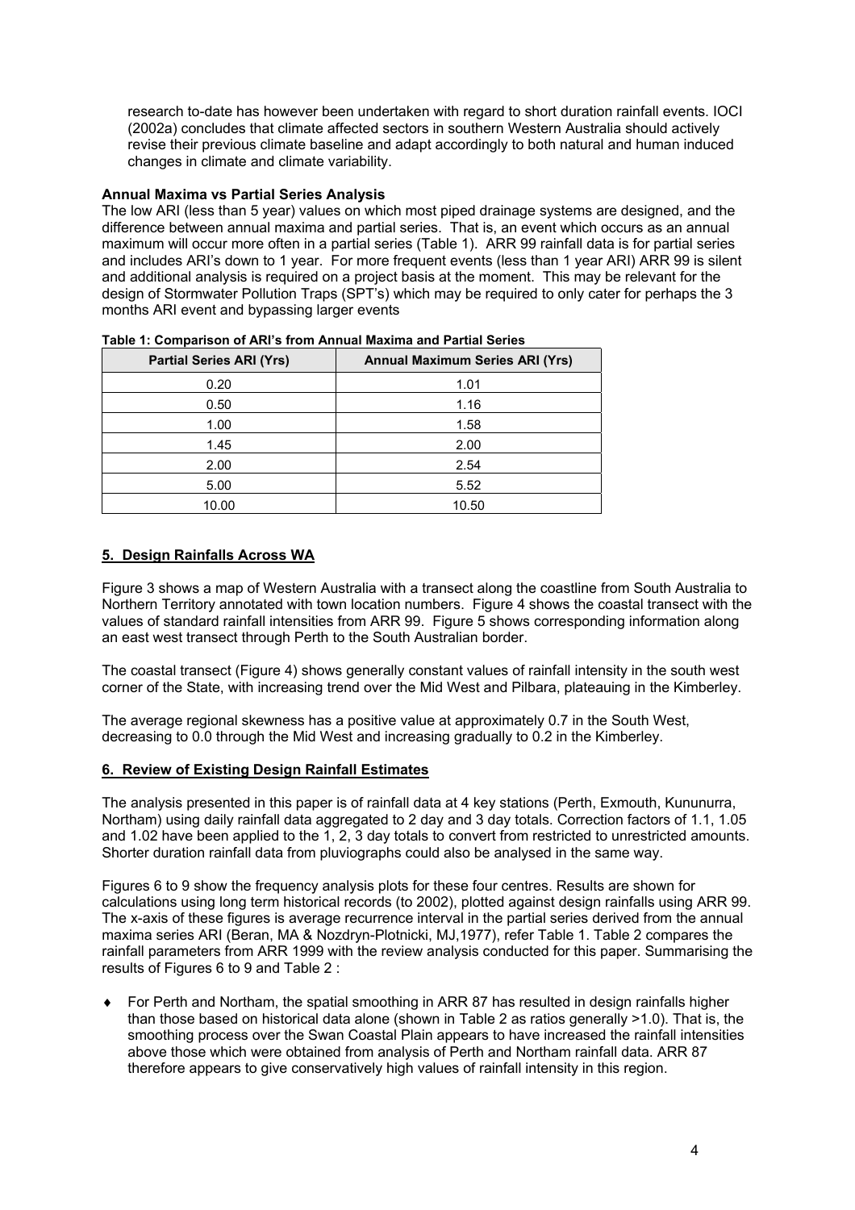research to-date has however been undertaken with regard to short duration rainfall events. IOCI (2002a) concludes that climate affected sectors in southern Western Australia should actively revise their previous climate baseline and adapt accordingly to both natural and human induced changes in climate and climate variability.

**Annual Maxima vs Partial Series Analysis**

The low ARI (less than 5 year) values on which most piped drainage systems are designed, and the difference between annual maxima and partial series. That is, an event which occurs as an annual maximum will occur more often in a partial series (Table 1). ARR 99 rainfall data is for partial series and includes ARI's down to 1 year. For more frequent events (less than 1 year ARI) ARR 99 is silent and additional analysis is required on a project basis at the moment. This may be relevant for the design of Stormwater Pollution Traps (SPT's) which may be required to only cater for perhaps the 3 months ARI event and bypassing larger events

**Table 1: Comparison of ARI's from Annual Maxima and Partial Series**

| Partial Series ARI (Yrs) | Annual Maximum Series ARI (Yrs) |
|---|---|
| 0.20 | 1.01 |
| 0.50 | 1.16 |
| 1.00 | 1.58 |
| 1.45 | 2.00 |
| 2.00 | 2.54 |
| 5.00 | 5.52 |
| 10.00 | 10.50 |

## 5. Design Rainfalls Across WA

Figure 3 shows a map of Western Australia with a transect along the coastline from South Australia to Northern Territory annotated with town location numbers. Figure 4 shows the coastal transect with the values of standard rainfall intensities from ARR 99. Figure 5 shows corresponding information along an east west transect through Perth to the South Australian border.

The coastal transect (Figure 4) shows generally constant values of rainfall intensity in the south west corner of the State, with increasing trend over the Mid West and Pilbara, plateauing in the Kimberley.

The average regional skewness has a positive value at approximately 0.7 in the South West, decreasing to 0.0 through the Mid West and increasing gradually to 0.2 in the Kimberley.

## 6. Review of Existing Design Rainfall Estimates

The analysis presented in this paper is of rainfall data at 4 key stations (Perth, Exmouth, Kununurra, Northam) using daily rainfall data aggregated to 2 day and 3 day totals. Correction factors of 1.1, 1.05 and 1.02 have been applied to the 1, 2, 3 day totals to convert from restricted to unrestricted amounts. Shorter duration rainfall data from pluviographs could also be analysed in the same way.

Figures 6 to 9 show the frequency analysis plots for these four centres. Results are shown for calculations using long term historical records (to 2002), plotted against design rainfalls using ARR 99. The x-axis of these figures is average recurrence interval in the partial series derived from the annual maxima series ARI (Beran, MA & Nozdryn-Plotnicki, MJ,1977), refer Table 1. Table 2 compares the rainfall parameters from ARR 1999 with the review analysis conducted for this paper. Summarising the results of Figures 6 to 9 and Table 2 :

- For Perth and Northam, the spatial smoothing in ARR 87 has resulted in design rainfalls higher than those based on historical data alone (shown in Table 2 as ratios generally >1.0). That is, the smoothing process over the Swan Coastal Plain appears to have increased the rainfall intensities above those which were obtained from analysis of Perth and Northam rainfall data. ARR 87 therefore appears to give conservatively high values of rainfall intensity in this region.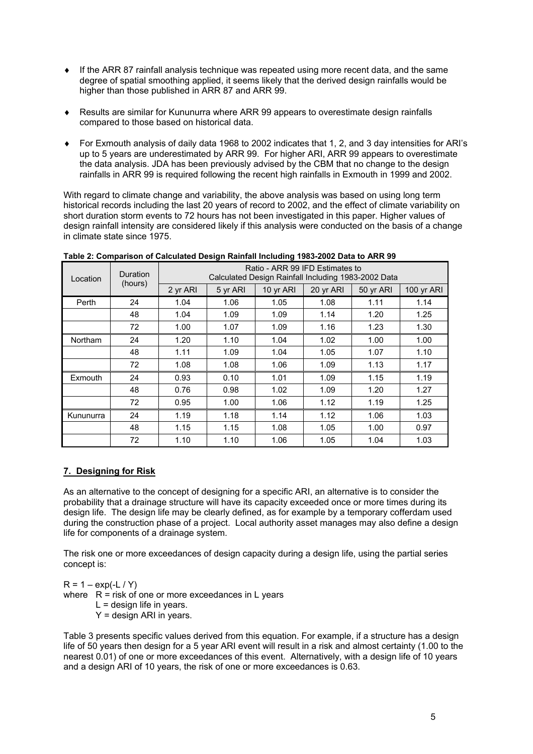- If the ARR 87 rainfall analysis technique was repeated using more recent data, and the same degree of spatial smoothing applied, it seems likely that the derived design rainfalls would be higher than those published in ARR 87 and ARR 99.

- Results are similar for Kununurra where ARR 99 appears to overestimate design rainfalls compared to those based on historical data.

- For Exmouth analysis of daily data 1968 to 2002 indicates that 1, 2, and 3 day intensities for ARI's up to 5 years are underestimated by ARR 99. For higher ARI, ARR 99 appears to overestimate the data analysis. JDA has been previously advised by the CBM that no change to the design rainfalls in ARR 99 is required following the recent high rainfalls in Exmouth in 1999 and 2002.

With regard to climate change and variability, the above analysis was based on using long term historical records including the last 20 years of record to 2002, and the effect of climate variability on short duration storm events to 72 hours has not been investigated in this paper. Higher values of design rainfall intensity are considered likely if this analysis were conducted on the basis of a change in climate state since 1975.

**Table 2: Comparison of Calculated Design Rainfall Including 1983-2002 Data to ARR 99**

| Location | Duration (hours) | Ratio - ARR 99 IFD Estimates to Calculated Design Rainfall Including 1983-2002 Data | | | | | |
|---|---|---|---|---|---|---|---|
| | | 2 yr ARI | 5 yr ARI | 10 yr ARI | 20 yr ARI | 50 yr ARI | 100 yr ARI |
| Perth | 24 | 1.04 | 1.06 | 1.05 | 1.08 | 1.11 | 1.14 |
| | 48 | 1.04 | 1.09 | 1.09 | 1.14 | 1.20 | 1.25 |
| | 72 | 1.00 | 1.07 | 1.09 | 1.16 | 1.23 | 1.30 |
| Northam | 24 | 1.20 | 1.10 | 1.04 | 1.02 | 1.00 | 1.00 |
| | 48 | 1.11 | 1.09 | 1.04 | 1.05 | 1.07 | 1.10 |
| | 72 | 1.08 | 1.08 | 1.06 | 1.09 | 1.13 | 1.17 |
| Exmouth | 24 | 0.93 | 0.10 | 1.01 | 1.09 | 1.15 | 1.19 |
| | 48 | 0.76 | 0.98 | 1.02 | 1.09 | 1.20 | 1.27 |
| | 72 | 0.95 | 1.00 | 1.06 | 1.12 | 1.19 | 1.25 |
| Kununurra | 24 | 1.19 | 1.18 | 1.14 | 1.12 | 1.06 | 1.03 |
| | 48 | 1.15 | 1.15 | 1.08 | 1.05 | 1.00 | 0.97 |
| | 72 | 1.10 | 1.10 | 1.06 | 1.05 | 1.04 | 1.03 |

## 7. Designing for Risk

As an alternative to the concept of designing for a specific ARI, an alternative is to consider the probability that a drainage structure will have its capacity exceeded once or more times during its design life. The design life may be clearly defined, as for example by a temporary cofferdam used during the construction phase of a project. Local authority asset manages may also define a design life for components of a drainage system.

The risk one or more exceedances of design capacity during a design life, using the partial series concept is:

$$R = 1 - \exp(-L / Y)$$

where $R$ = risk of one or more exceedances in L years
$L$ = design life in years.
$Y$ = design ARI in years.

Table 3 presents specific values derived from this equation. For example, if a structure has a design life of 50 years then design for a 5 year ARI event will result in a risk and almost certainty (1.00 to the nearest 0.01) of one or more exceedances of this event. Alternatively, with a design life of 10 years and a design ARI of 10 years, the risk of one or more exceedances is 0.63.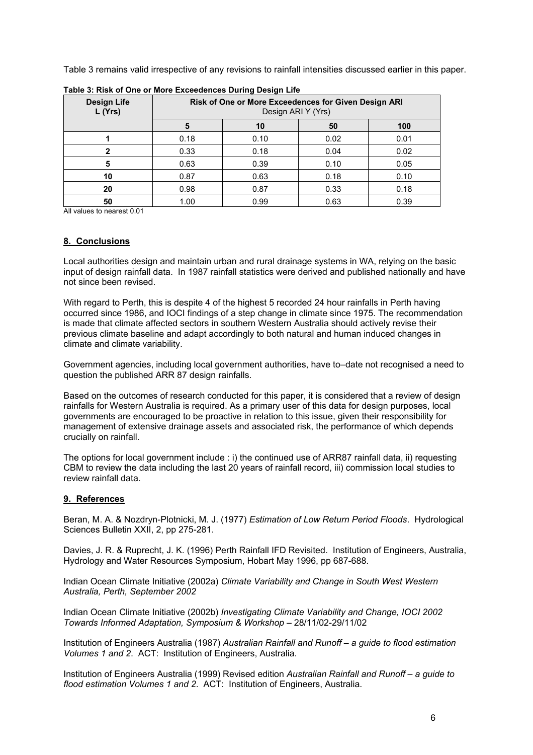Table 3 remains valid irrespective of any revisions to rainfall intensities discussed earlier in this paper.

**Table 3: Risk of One or More Exceedences During Design Life**

| Design Life L (Yrs) | Risk of One or More Exceedences for Given Design ARI Design ARI Y (Yrs) | | | |
|---|---|---|---|---|
| | 5 | 10 | 50 | 100 |
| 1 | 0.18 | 0.10 | 0.02 | 0.01 |
| 2 | 0.33 | 0.18 | 0.04 | 0.02 |
| 5 | 0.63 | 0.39 | 0.10 | 0.05 |
| 10 | 0.87 | 0.63 | 0.18 | 0.10 |
| 20 | 0.98 | 0.87 | 0.33 | 0.18 |
| 50 | 1.00 | 0.99 | 0.63 | 0.39 |

All values to nearest 0.01

## 8. Conclusions

Local authorities design and maintain urban and rural drainage systems in WA, relying on the basic input of design rainfall data. In 1987 rainfall statistics were derived and published nationally and have not since been revised.

With regard to Perth, this is despite 4 of the highest 5 recorded 24 hour rainfalls in Perth having occurred since 1986, and IOCI findings of a step change in climate since 1975. The recommendation is made that climate affected sectors in southern Western Australia should actively revise their previous climate baseline and adapt accordingly to both natural and human induced changes in climate and climate variability.

Government agencies, including local government authorities, have to–date not recognised a need to question the published ARR 87 design rainfalls.

Based on the outcomes of research conducted for this paper, it is considered that a review of design rainfalls for Western Australia is required. As a primary user of this data for design purposes, local governments are encouraged to be proactive in relation to this issue, given their responsibility for management of extensive drainage assets and associated risk, the performance of which depends crucially on rainfall.

The options for local government include : i) the continued use of ARR87 rainfall data, ii) requesting CBM to review the data including the last 20 years of rainfall record, iii) commission local studies to review rainfall data.

## 9. References

Beran, M. A. & Nozdryn-Plotnicki, M. J. (1977) *Estimation of Low Return Period Floods*. Hydrological Sciences Bulletin XXII, 2, pp 275-281.

Davies, J. R. & Ruprecht, J. K. (1996) Perth Rainfall IFD Revisited. Institution of Engineers, Australia, Hydrology and Water Resources Symposium, Hobart May 1996, pp 687-688.

Indian Ocean Climate Initiative (2002a) *Climate Variability and Change in South West Western Australia, Perth, September 2002*

Indian Ocean Climate Initiative (2002b) *Investigating Climate Variability and Change, IOCI 2002 Towards Informed Adaptation, Symposium & Workshop* – 28/11/02-29/11/02

Institution of Engineers Australia (1987) *Australian Rainfall and Runoff – a guide to flood estimation Volumes 1 and 2*. ACT: Institution of Engineers, Australia.

Institution of Engineers Australia (1999) Revised edition *Australian Rainfall and Runoff – a guide to flood estimation Volumes 1 and 2*. ACT: Institution of Engineers, Australia.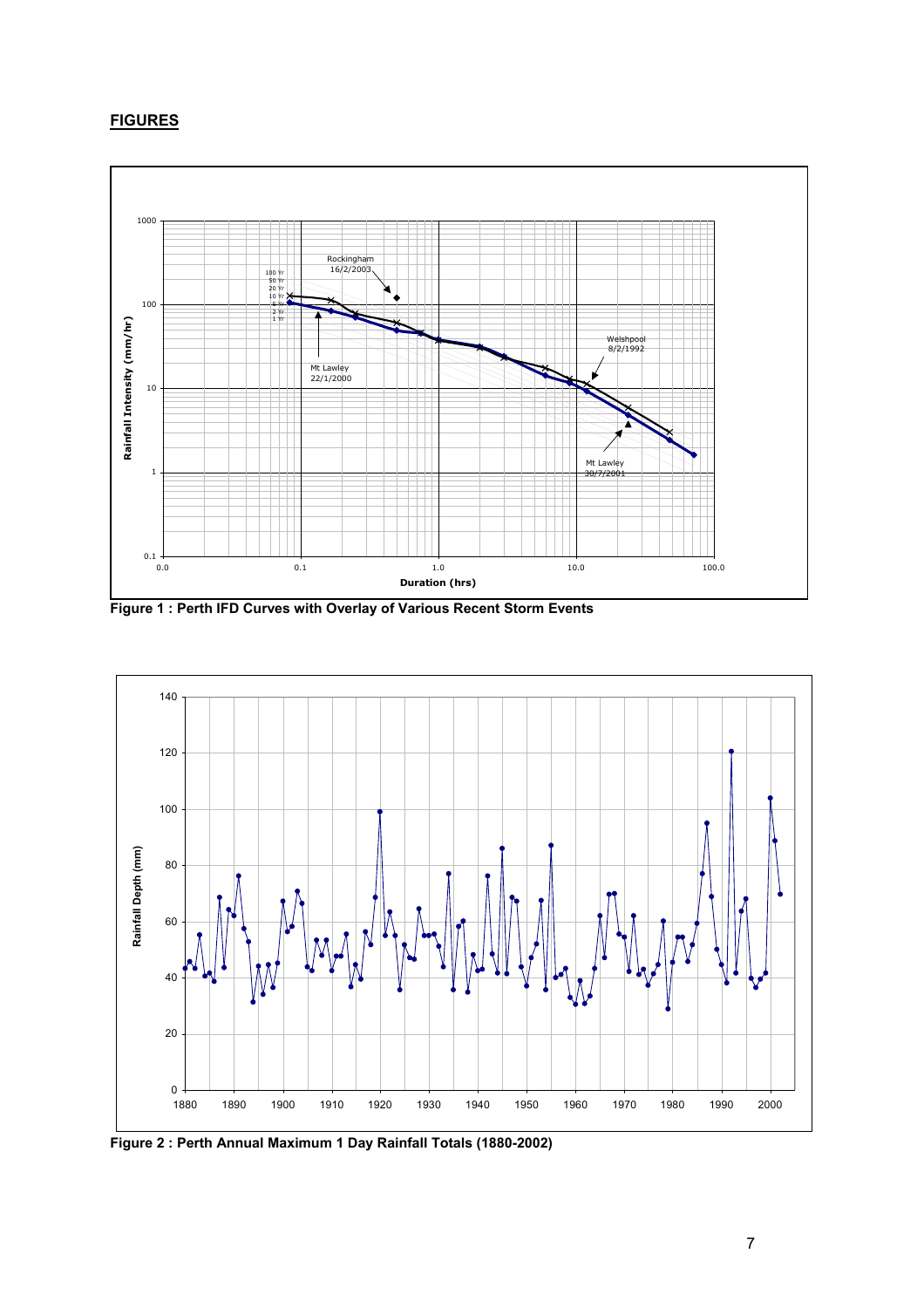## FIGURES

**Figure 1 : Perth IFD Curves with Overlay of Various Recent Storm Events**

**Figure 2 : Perth Annual Maximum 1 Day Rainfall Totals (1880-2002)**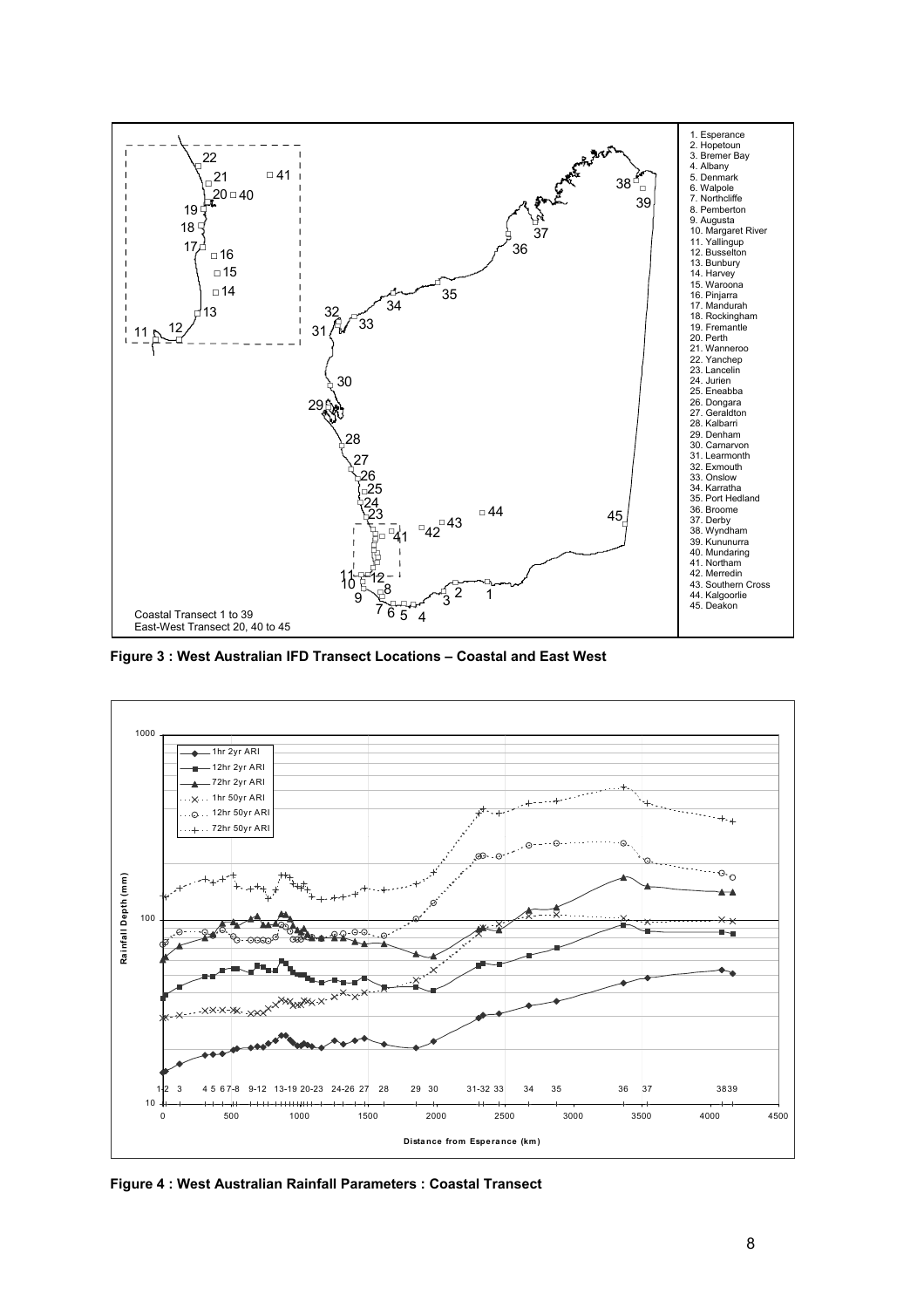| |
|---|
| 1. Esperance |
| 2. Hopetoun |
| 3. Bremer Bay |
| 4. Albany |
| 5. Denmark |
| 6. Walpole |
| 7. Northcliffe |
| 8. Pemberton |
| 9. Augusta |
| 10. Margaret River |
| 11. Yallingup |
| 12. Busselton |
| 13. Bunbury |
| 14. Harvey |
| 15. Waroona |
| 16. Pinjarra |
| 17. Mandurah |
| 18. Rockingham |
| 19. Fremantle |
| 20. Perth |
| 21. Wanneroo |
| 22. Yanchep |
| 23. Lancelin |
| 24. Jurien |
| 25. Eneabba |
| 26. Dongara |
| 27. Geraldton |
| 28. Kalbarri |
| 29. Denham |
| 30. Carnarvon |
| 31. Learmonth |
| 32. Exmouth |
| 33. Onslow |
| 34. Karratha |
| 35. Port Hedland |
| 36. Broome |
| 37. Derby |
| 38. Wyndham |
| 39. Kununurra |
| 40. Mundaring |
| 41. Northam |
| 42. Merredin |
| 43. Southern Cross |
| 44. Kalgoorlie |
| 45. Deakon |

Coastal Transect 1 to 39
East-West Transect 20, 40 to 45

**Figure 3 : West Australian IFD Transect Locations – Coastal and East West**

**Figure 4 : West Australian Rainfall Parameters : Coastal Transect**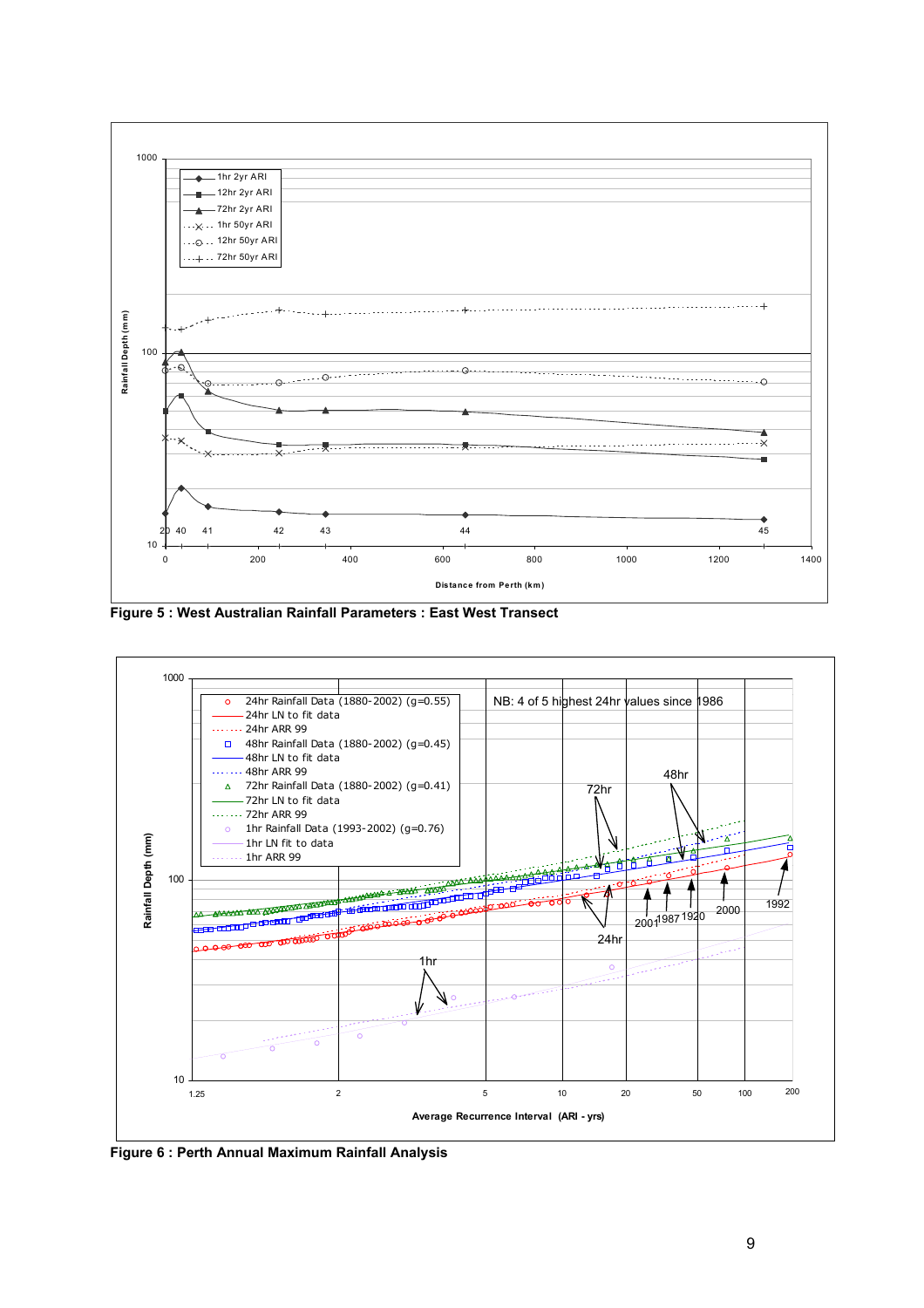Figure 5 : West Australian Rainfall Parameters : East West Transect

Figure 6 : Perth Annual Maximum Rainfall Analysis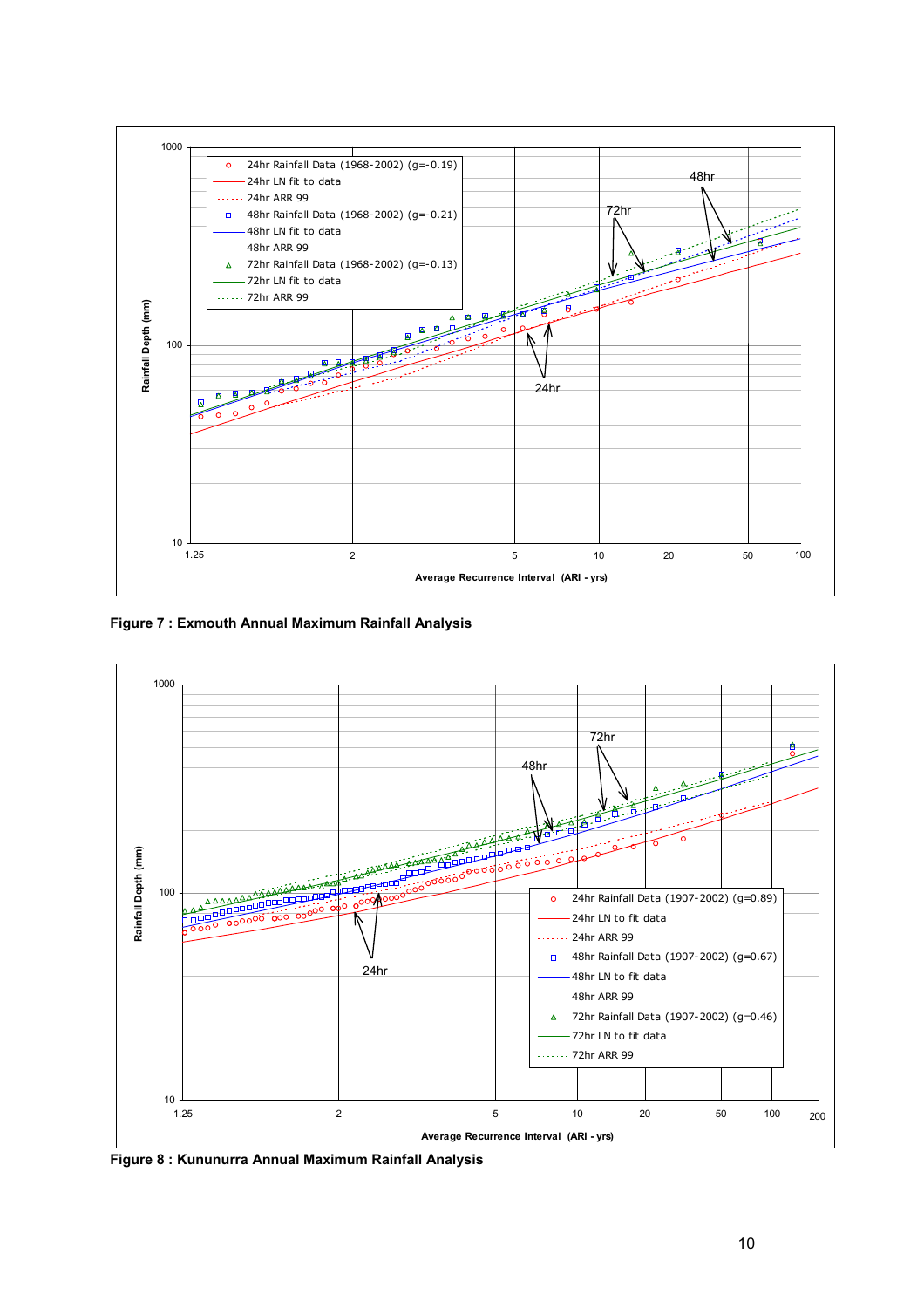Figure 7 : Exmouth Annual Maximum Rainfall Analysis

Figure 8 : Kununurra Annual Maximum Rainfall Analysis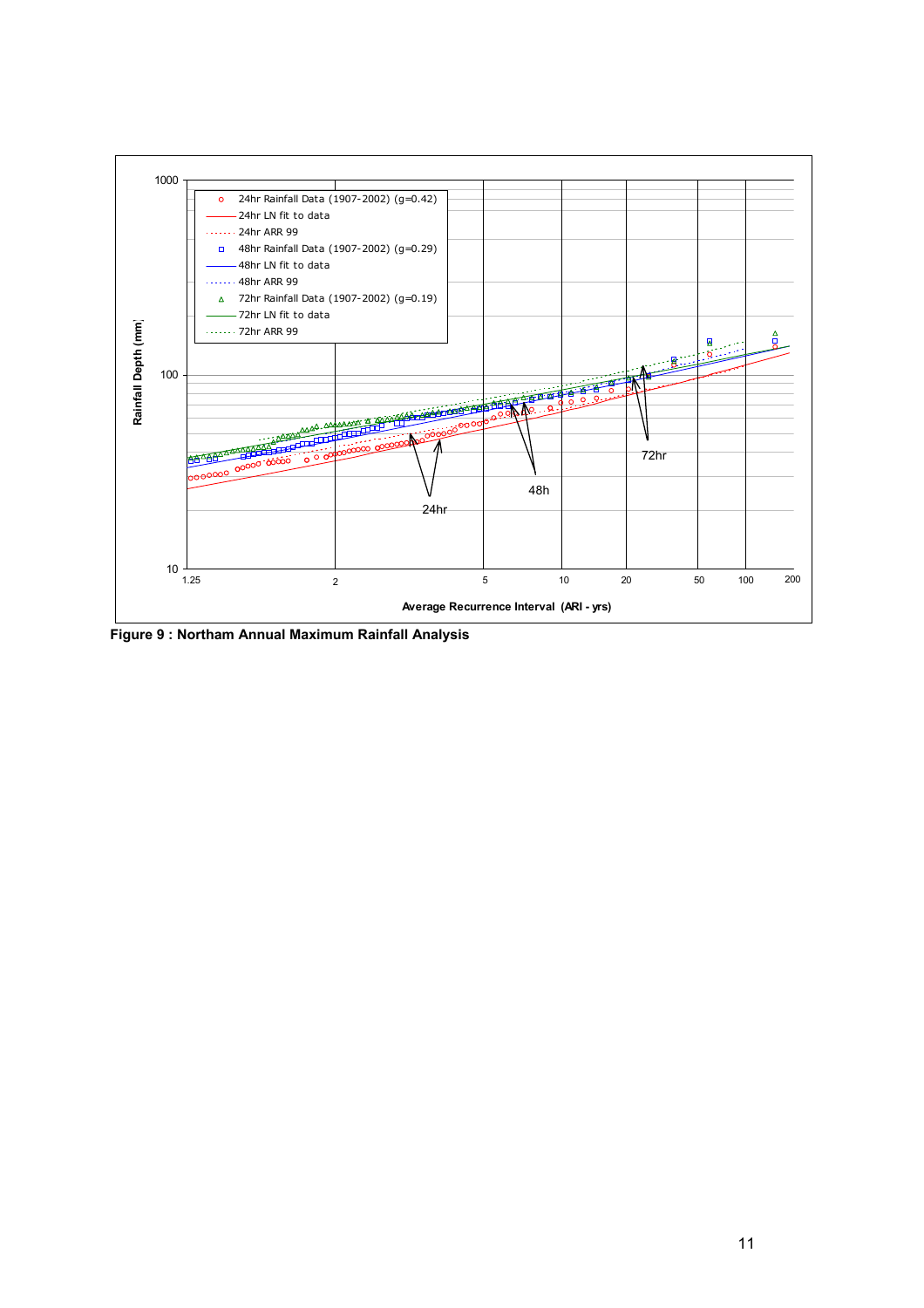1000

24hr Rainfall Data (1907-2002) (g=0.42)

24hr LN fit to data

24hr ARR 99

48hr Rainfall Data (1907-2002) (g=0.29)

48hr LN fit to data

48hr ARR 99

72hr Rainfall Data (1907-2002) (g=0.19)

72hr LN fit to data

72hr ARR 99

100

10

Rainfall Depth (mm)

1.25 2 5 10 20 50 100 200

Average Recurrence Interval (ARI - yrs)

24hr

48h

72hr

**Figure 9 : Northam Annual Maximum Rainfall Analysis**